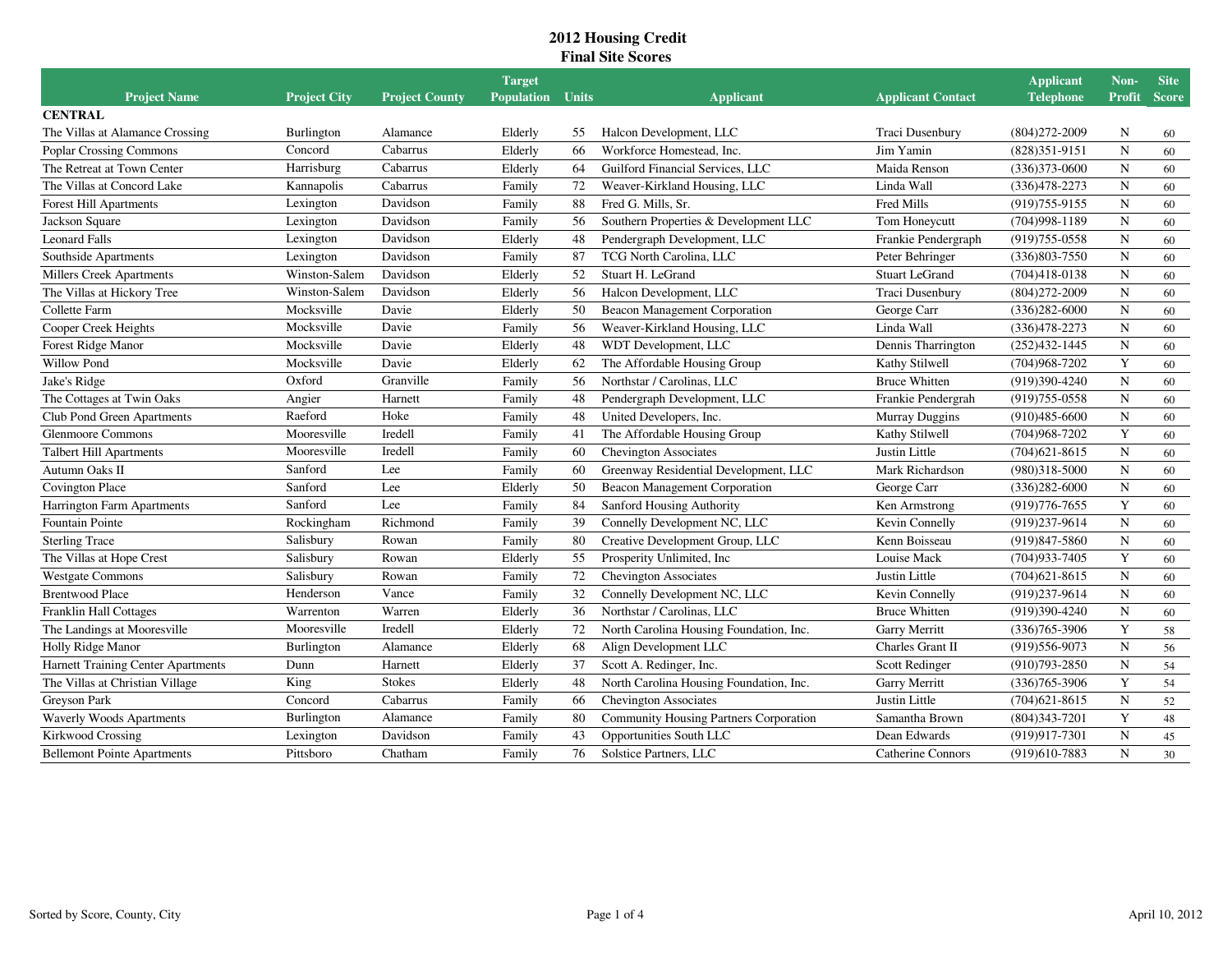# 2012 Housing Credit
## Final Site Scores

| Project Name | Project City | Project County | Target Population | Units | Applicant | Applicant Contact | Applicant Telephone | Non-Profit | Site Score |
|---|---|---|---|---|---|---|---|---|---|
| **CENTRAL** | | | | | | | | | |
| The Villas at Alamance Crossing | Burlington | Alamance | Elderly | 55 | Halcon Development, LLC | Traci Dusenbury | (804)272-2009 | N | 60 |
| Poplar Crossing Commons | Concord | Cabarrus | Elderly | 66 | Workforce Homestead, Inc. | Jim Yamin | (828)351-9151 | N | 60 |
| The Retreat at Town Center | Harrisburg | Cabarrus | Elderly | 64 | Guilford Financial Services, LLC | Maida Renson | (336)373-0600 | N | 60 |
| The Villas at Concord Lake | Kannapolis | Cabarrus | Family | 72 | Weaver-Kirkland Housing, LLC | Linda Wall | (336)478-2273 | N | 60 |
| Forest Hill Apartments | Lexington | Davidson | Family | 88 | Fred G. Mills, Sr. | Fred Mills | (919)755-9155 | N | 60 |
| Jackson Square | Lexington | Davidson | Family | 56 | Southern Properties & Development LLC | Tom Honeycutt | (704)998-1189 | N | 60 |
| Leonard Falls | Lexington | Davidson | Elderly | 48 | Pendergraph Development, LLC | Frankie Pendergraph | (919)755-0558 | N | 60 |
| Southside Apartments | Lexington | Davidson | Family | 87 | TCG North Carolina, LLC | Peter Behringer | (336)803-7550 | N | 60 |
| Millers Creek Apartments | Winston-Salem | Davidson | Elderly | 52 | Stuart H. LeGrand | Stuart LeGrand | (704)418-0138 | N | 60 |
| The Villas at Hickory Tree | Winston-Salem | Davidson | Elderly | 56 | Halcon Development, LLC | Traci Dusenbury | (804)272-2009 | N | 60 |
| Collette Farm | Mocksville | Davie | Elderly | 50 | Beacon Management Corporation | George Carr | (336)282-6000 | N | 60 |
| Cooper Creek Heights | Mocksville | Davie | Family | 56 | Weaver-Kirkland Housing, LLC | Linda Wall | (336)478-2273 | N | 60 |
| Forest Ridge Manor | Mocksville | Davie | Elderly | 48 | WDT Development, LLC | Dennis Tharrington | (252)432-1445 | N | 60 |
| Willow Pond | Mocksville | Davie | Elderly | 62 | The Affordable Housing Group | Kathy Stilwell | (704)968-7202 | Y | 60 |
| Jake's Ridge | Oxford | Granville | Family | 56 | Northstar / Carolinas, LLC | Bruce Whitten | (919)390-4240 | N | 60 |
| The Cottages at Twin Oaks | Angier | Harnett | Family | 48 | Pendergraph Development, LLC | Frankie Pendergrah | (919)755-0558 | N | 60 |
| Club Pond Green Apartments | Raeford | Hoke | Family | 48 | United Developers, Inc. | Murray Duggins | (910)485-6600 | N | 60 |
| Glenmoore Commons | Mooresville | Iredell | Family | 41 | The Affordable Housing Group | Kathy Stilwell | (704)968-7202 | Y | 60 |
| Talbert Hill Apartments | Mooresville | Iredell | Family | 60 | Chevington Associates | Justin Little | (704)621-8615 | N | 60 |
| Autumn Oaks II | Sanford | Lee | Family | 60 | Greenway Residential Development, LLC | Mark Richardson | (980)318-5000 | N | 60 |
| Covington Place | Sanford | Lee | Elderly | 50 | Beacon Management Corporation | George Carr | (336)282-6000 | N | 60 |
| Harrington Farm Apartments | Sanford | Lee | Family | 84 | Sanford Housing Authority | Ken Armstrong | (919)776-7655 | Y | 60 |
| Fountain Pointe | Rockingham | Richmond | Family | 39 | Connelly Development NC, LLC | Kevin Connelly | (919)237-9614 | N | 60 |
| Sterling Trace | Salisbury | Rowan | Family | 80 | Creative Development Group, LLC | Kenn Boisseau | (919)847-5860 | N | 60 |
| The Villas at Hope Crest | Salisbury | Rowan | Elderly | 55 | Prosperity Unlimited, Inc | Louise Mack | (704)933-7405 | Y | 60 |
| Westgate Commons | Salisbury | Rowan | Family | 72 | Chevington Associates | Justin Little | (704)621-8615 | N | 60 |
| Brentwood Place | Henderson | Vance | Family | 32 | Connelly Development NC, LLC | Kevin Connelly | (919)237-9614 | N | 60 |
| Franklin Hall Cottages | Warrenton | Warren | Elderly | 36 | Northstar / Carolinas, LLC | Bruce Whitten | (919)390-4240 | N | 60 |
| The Landings at Mooresville | Mooresville | Iredell | Elderly | 72 | North Carolina Housing Foundation, Inc. | Garry Merritt | (336)765-3906 | Y | 58 |
| Holly Ridge Manor | Burlington | Alamance | Elderly | 68 | Align Development LLC | Charles Grant II | (919)556-9073 | N | 56 |
| Harnett Training Center Apartments | Dunn | Harnett | Elderly | 37 | Scott A. Redinger, Inc. | Scott Redinger | (910)793-2850 | N | 54 |
| The Villas at Christian Village | King | Stokes | Elderly | 48 | North Carolina Housing Foundation, Inc. | Garry Merritt | (336)765-3906 | Y | 54 |
| Greyson Park | Concord | Cabarrus | Family | 66 | Chevington Associates | Justin Little | (704)621-8615 | N | 52 |
| Waverly Woods Apartments | Burlington | Alamance | Family | 80 | Community Housing Partners Corporation | Samantha Brown | (804)343-7201 | Y | 48 |
| Kirkwood Crossing | Lexington | Davidson | Family | 43 | Opportunities South LLC | Dean Edwards | (919)917-7301 | N | 45 |
| Bellemont Pointe Apartments | Pittsboro | Chatham | Family | 76 | Solstice Partners, LLC | Catherine Connors | (919)610-7883 | N | 30 |

Sorted by Score, County, City

April 10, 2012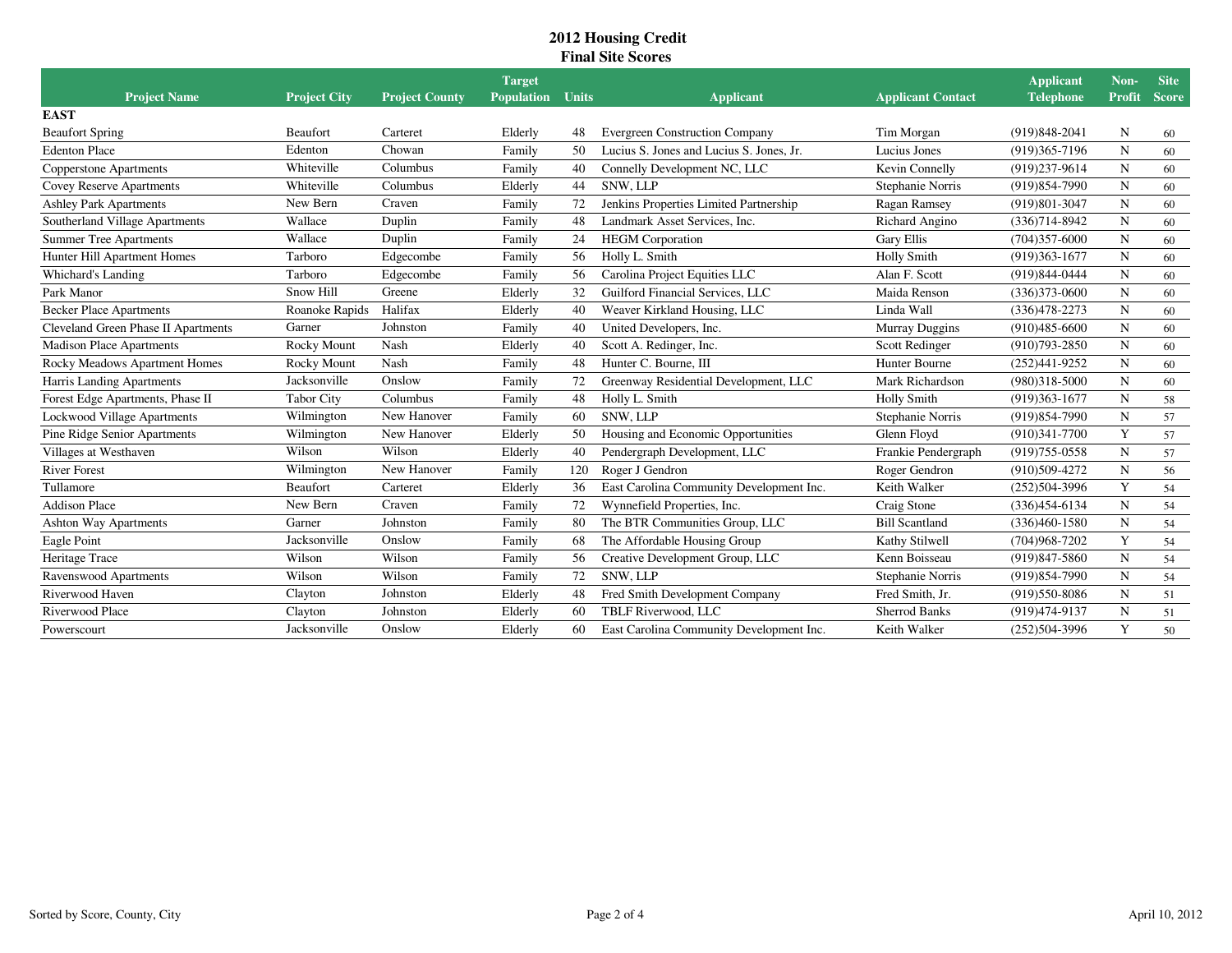# 2012 Housing Credit
## Final Site Scores

| Project Name | Project City | Project County | Target Population | Units | Applicant | Applicant Contact | Applicant Telephone | Non-Profit | Site Score |
|---|---|---|---|---|---|---|---|---|---|
| **EAST** | | | | | | | | | |
| Beaufort Spring | Beaufort | Carteret | Elderly | 48 | Evergreen Construction Company | Tim Morgan | (919)848-2041 | N | 60 |
| Edenton Place | Edenton | Chowan | Family | 50 | Lucius S. Jones and Lucius S. Jones, Jr. | Lucius Jones | (919)365-7196 | N | 60 |
| Copperstone Apartments | Whiteville | Columbus | Family | 40 | Connelly Development NC, LLC | Kevin Connelly | (919)237-9614 | N | 60 |
| Covey Reserve Apartments | Whiteville | Columbus | Elderly | 44 | SNW, LLP | Stephanie Norris | (919)854-7990 | N | 60 |
| Ashley Park Apartments | New Bern | Craven | Family | 72 | Jenkins Properties Limited Partnership | Ragan Ramsey | (919)801-3047 | N | 60 |
| Southerland Village Apartments | Wallace | Duplin | Family | 48 | Landmark Asset Services, Inc. | Richard Angino | (336)714-8942 | N | 60 |
| Summer Tree Apartments | Wallace | Duplin | Family | 24 | HEGM Corporation | Gary Ellis | (704)357-6000 | N | 60 |
| Hunter Hill Apartment Homes | Tarboro | Edgecombe | Family | 56 | Holly L. Smith | Holly Smith | (919)363-1677 | N | 60 |
| Whichard's Landing | Tarboro | Edgecombe | Family | 56 | Carolina Project Equities LLC | Alan F. Scott | (919)844-0444 | N | 60 |
| Park Manor | Snow Hill | Greene | Elderly | 32 | Guilford Financial Services, LLC | Maida Renson | (336)373-0600 | N | 60 |
| Becker Place Apartments | Roanoke Rapids | Halifax | Elderly | 40 | Weaver Kirkland Housing, LLC | Linda Wall | (336)478-2273 | N | 60 |
| Cleveland Green Phase II Apartments | Garner | Johnston | Family | 40 | United Developers, Inc. | Murray Duggins | (910)485-6600 | N | 60 |
| Madison Place Apartments | Rocky Mount | Nash | Elderly | 40 | Scott A. Redinger, Inc. | Scott Redinger | (910)793-2850 | N | 60 |
| Rocky Meadows Apartment Homes | Rocky Mount | Nash | Family | 48 | Hunter C. Bourne, III | Hunter Bourne | (252)441-9252 | N | 60 |
| Harris Landing Apartments | Jacksonville | Onslow | Family | 72 | Greenway Residential Development, LLC | Mark Richardson | (980)318-5000 | N | 60 |
| Forest Edge Apartments, Phase II | Tabor City | Columbus | Family | 48 | Holly L. Smith | Holly Smith | (919)363-1677 | N | 58 |
| Lockwood Village Apartments | Wilmington | New Hanover | Family | 60 | SNW, LLP | Stephanie Norris | (919)854-7990 | N | 57 |
| Pine Ridge Senior Apartments | Wilmington | New Hanover | Elderly | 50 | Housing and Economic Opportunities | Glenn Floyd | (910)341-7700 | Y | 57 |
| Villages at Westhaven | Wilson | Wilson | Elderly | 40 | Pendergraph Development, LLC | Frankie Pendergraph | (919)755-0558 | N | 57 |
| River Forest | Wilmington | New Hanover | Family | 120 | Roger J Gendron | Roger Gendron | (910)509-4272 | N | 56 |
| Tullamore | Beaufort | Carteret | Elderly | 36 | East Carolina Community Development Inc. | Keith Walker | (252)504-3996 | Y | 54 |
| Addison Place | New Bern | Craven | Family | 72 | Wynnefield Properties, Inc. | Craig Stone | (336)454-6134 | N | 54 |
| Ashton Way Apartments | Garner | Johnston | Family | 80 | The BTR Communities Group, LLC | Bill Scantland | (336)460-1580 | N | 54 |
| Eagle Point | Jacksonville | Onslow | Family | 68 | The Affordable Housing Group | Kathy Stilwell | (704)968-7202 | Y | 54 |
| Heritage Trace | Wilson | Wilson | Family | 56 | Creative Development Group, LLC | Kenn Boisseau | (919)847-5860 | N | 54 |
| Ravenswood Apartments | Wilson | Wilson | Family | 72 | SNW, LLP | Stephanie Norris | (919)854-7990 | N | 54 |
| Riverwood Haven | Clayton | Johnston | Elderly | 48 | Fred Smith Development Company | Fred Smith, Jr. | (919)550-8086 | N | 51 |
| Riverwood Place | Clayton | Johnston | Elderly | 60 | TBLF Riverwood, LLC | Sherrod Banks | (919)474-9137 | N | 51 |
| Powerscourt | Jacksonville | Onslow | Elderly | 60 | East Carolina Community Development Inc. | Keith Walker | (252)504-3996 | Y | 50 |

Sorted by Score, County, City

April 10, 2012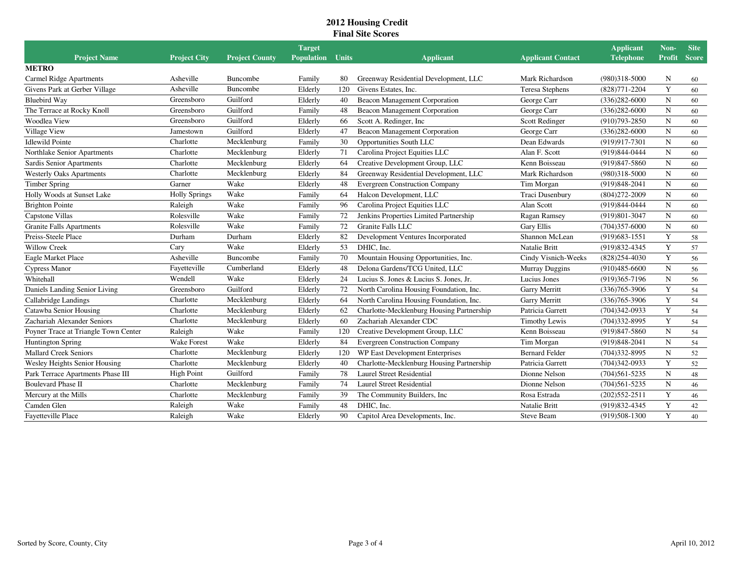# 2012 Housing Credit
## Final Site Scores

| Project Name | Project City | Project County | Target Population | Units | Applicant | Applicant Contact | Applicant Telephone | Non-Profit | Site Score |
|---|---|---|---|---|---|---|---|---|---|
| **METRO** | | | | | | | | | |
| Carmel Ridge Apartments | Asheville | Buncombe | Family | 80 | Greenway Residential Development, LLC | Mark Richardson | (980)318-5000 | N | 60 |
| Givens Park at Gerber Village | Asheville | Buncombe | Elderly | 120 | Givens Estates, Inc. | Teresa Stephens | (828)771-2204 | Y | 60 |
| Bluebird Way | Greensboro | Guilford | Elderly | 40 | Beacon Management Corporation | George Carr | (336)282-6000 | N | 60 |
| The Terrace at Rocky Knoll | Greensboro | Guilford | Family | 48 | Beacon Management Corporation | George Carr | (336)282-6000 | N | 60 |
| Woodlea View | Greensboro | Guilford | Elderly | 66 | Scott A. Redinger, Inc | Scott Redinger | (910)793-2850 | N | 60 |
| Village View | Jamestown | Guilford | Elderly | 47 | Beacon Management Corporation | George Carr | (336)282-6000 | N | 60 |
| Idlewild Pointe | Charlotte | Mecklenburg | Family | 30 | Opportunities South LLC | Dean Edwards | (919)917-7301 | N | 60 |
| Northlake Senior Apartments | Charlotte | Mecklenburg | Elderly | 71 | Carolina Project Equities LLC | Alan F. Scott | (919)844-0444 | N | 60 |
| Sardis Senior Apartments | Charlotte | Mecklenburg | Elderly | 64 | Creative Development Group, LLC | Kenn Boisseau | (919)847-5860 | N | 60 |
| Westerly Oaks Apartments | Charlotte | Mecklenburg | Elderly | 84 | Greenway Residential Development, LLC | Mark Richardson | (980)318-5000 | N | 60 |
| Timber Spring | Garner | Wake | Elderly | 48 | Evergreen Construction Company | Tim Morgan | (919)848-2041 | N | 60 |
| Holly Woods at Sunset Lake | Holly Springs | Wake | Family | 64 | Halcon Development, LLC | Traci Dusenbury | (804)272-2009 | N | 60 |
| Brighton Pointe | Raleigh | Wake | Family | 96 | Carolina Project Equities LLC | Alan Scott | (919)844-0444 | N | 60 |
| Capstone Villas | Rolesville | Wake | Family | 72 | Jenkins Properties Limited Partnership | Ragan Ramsey | (919)801-3047 | N | 60 |
| Granite Falls Apartments | Rolesville | Wake | Family | 72 | Granite Falls LLC | Gary Ellis | (704)357-6000 | N | 60 |
| Preiss-Steele Place | Durham | Durham | Elderly | 82 | Development Ventures Incorporated | Shannon McLean | (919)683-1551 | Y | 58 |
| Willow Creek | Cary | Wake | Elderly | 53 | DHIC, Inc. | Natalie Britt | (919)832-4345 | Y | 57 |
| Eagle Market Place | Asheville | Buncombe | Family | 70 | Mountain Housing Opportunities, Inc. | Cindy Visnich-Weeks | (828)254-4030 | Y | 56 |
| Cypress Manor | Fayetteville | Cumberland | Elderly | 48 | Delona Gardens/TCG United, LLC | Murray Duggins | (910)485-6600 | N | 56 |
| Whitehall | Wendell | Wake | Elderly | 24 | Lucius S. Jones & Lucius S. Jones, Jr. | Lucius Jones | (919)365-7196 | N | 56 |
| Daniels Landing Senior Living | Greensboro | Guilford | Elderly | 72 | North Carolina Housing Foundation, Inc. | Garry Merritt | (336)765-3906 | Y | 54 |
| Callabridge Landings | Charlotte | Mecklenburg | Elderly | 64 | North Carolina Housing Foundation, Inc. | Garry Merritt | (336)765-3906 | Y | 54 |
| Catawba Senior Housing | Charlotte | Mecklenburg | Elderly | 62 | Charlotte-Mecklenburg Housing Partnership | Patricia Garrett | (704)342-0933 | Y | 54 |
| Zachariah Alexander Seniors | Charlotte | Mecklenburg | Elderly | 60 | Zachariah Alexander CDC | Timothy Lewis | (704)332-8995 | Y | 54 |
| Poyner Trace at Triangle Town Center | Raleigh | Wake | Family | 120 | Creative Development Group, LLC | Kenn Boisseau | (919)847-5860 | N | 54 |
| Huntington Spring | Wake Forest | Wake | Elderly | 84 | Evergreen Construction Company | Tim Morgan | (919)848-2041 | N | 54 |
| Mallard Creek Seniors | Charlotte | Mecklenburg | Elderly | 120 | WP East Development Enterprises | Bernard Felder | (704)332-8995 | N | 52 |
| Wesley Heights Senior Housing | Charlotte | Mecklenburg | Elderly | 40 | Charlotte-Mecklenburg Housing Partnership | Patricia Garrett | (704)342-0933 | Y | 52 |
| Park Terrace Apartments Phase III | High Point | Guilford | Family | 78 | Laurel Street Residential | Dionne Nelson | (704)561-5235 | N | 48 |
| Boulevard Phase II | Charlotte | Mecklenburg | Family | 74 | Laurel Street Residential | Dionne Nelson | (704)561-5235 | N | 46 |
| Mercury at the Mills | Charlotte | Mecklenburg | Family | 39 | The Community Builders, Inc | Rosa Estrada | (202)552-2511 | Y | 46 |
| Camden Glen | Raleigh | Wake | Family | 48 | DHIC, Inc. | Natalie Britt | (919)832-4345 | Y | 42 |
| Fayetteville Place | Raleigh | Wake | Elderly | 90 | Capitol Area Developments, Inc. | Steve Beam | (919)508-1300 | Y | 40 |

Sorted by Score, County, City

April 10, 2012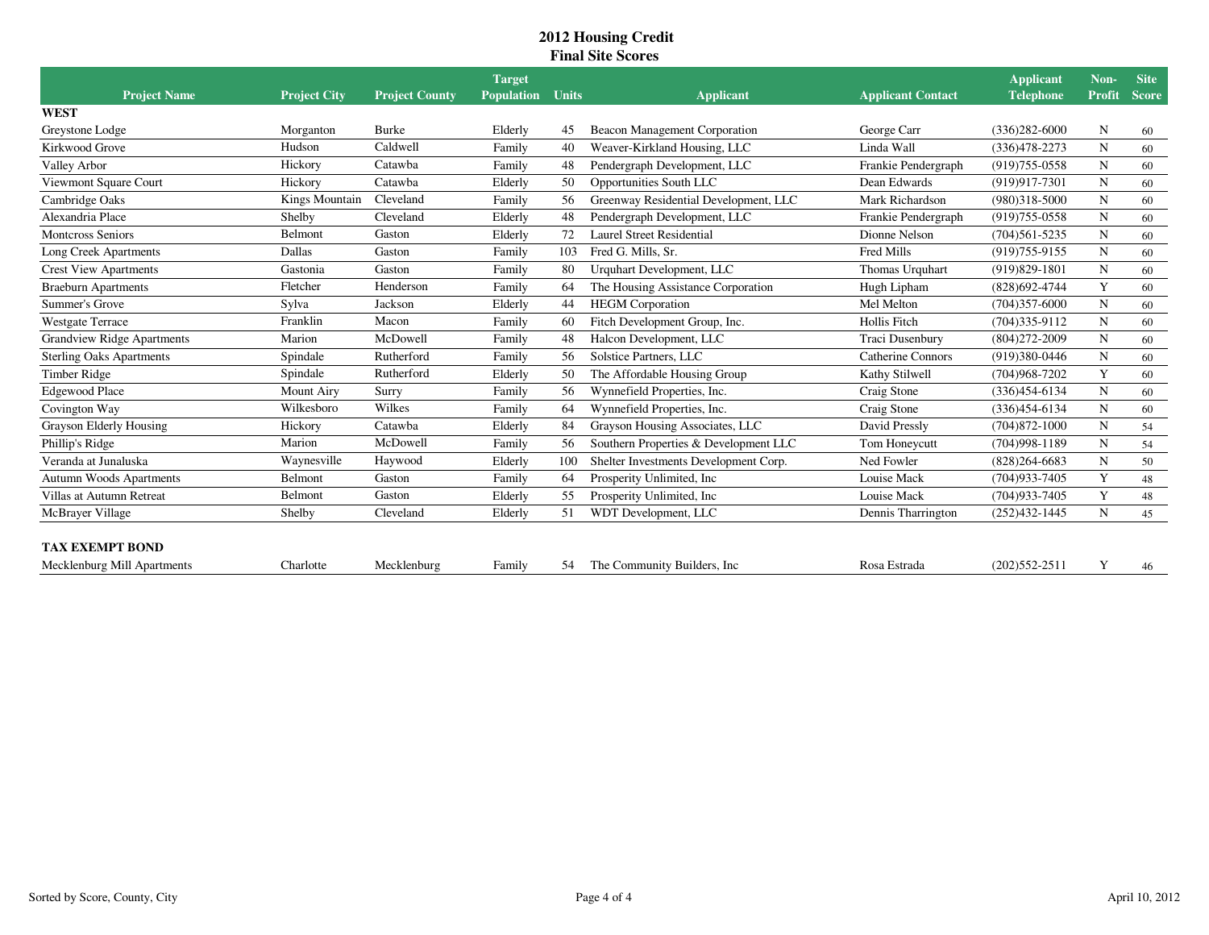# 2012 Housing Credit
## Final Site Scores

| Project Name | Project City | Project County | Target Population | Units | Applicant | Applicant Contact | Applicant Telephone | Non-Profit | Site Score |
|---|---|---|---|---|---|---|---|---|---|
| **WEST** | | | | | | | | | |
| Greystone Lodge | Morganton | Burke | Elderly | 45 | Beacon Management Corporation | George Carr | (336)282-6000 | N | 60 |
| Kirkwood Grove | Hudson | Caldwell | Family | 40 | Weaver-Kirkland Housing, LLC | Linda Wall | (336)478-2273 | N | 60 |
| Valley Arbor | Hickory | Catawba | Family | 48 | Pendergraph Development, LLC | Frankie Pendergraph | (919)755-0558 | N | 60 |
| Viewmont Square Court | Hickory | Catawba | Elderly | 50 | Opportunities South LLC | Dean Edwards | (919)917-7301 | N | 60 |
| Cambridge Oaks | Kings Mountain | Cleveland | Family | 56 | Greenway Residential Development, LLC | Mark Richardson | (980)318-5000 | N | 60 |
| Alexandria Place | Shelby | Cleveland | Elderly | 48 | Pendergraph Development, LLC | Frankie Pendergraph | (919)755-0558 | N | 60 |
| Montcross Seniors | Belmont | Gaston | Elderly | 72 | Laurel Street Residential | Dionne Nelson | (704)561-5235 | N | 60 |
| Long Creek Apartments | Dallas | Gaston | Family | 103 | Fred G. Mills, Sr. | Fred Mills | (919)755-9155 | N | 60 |
| Crest View Apartments | Gastonia | Gaston | Family | 80 | Urquhart Development, LLC | Thomas Urquhart | (919)829-1801 | N | 60 |
| Braeburn Apartments | Fletcher | Henderson | Family | 64 | The Housing Assistance Corporation | Hugh Lipham | (828)692-4744 | Y | 60 |
| Summer's Grove | Sylva | Jackson | Elderly | 44 | HEGM Corporation | Mel Melton | (704)357-6000 | N | 60 |
| Westgate Terrace | Franklin | Macon | Family | 60 | Fitch Development Group, Inc. | Hollis Fitch | (704)335-9112 | N | 60 |
| Grandview Ridge Apartments | Marion | McDowell | Family | 48 | Halcon Development, LLC | Traci Dusenbury | (804)272-2009 | N | 60 |
| Sterling Oaks Apartments | Spindale | Rutherford | Family | 56 | Solstice Partners, LLC | Catherine Connors | (919)380-0446 | N | 60 |
| Timber Ridge | Spindale | Rutherford | Elderly | 50 | The Affordable Housing Group | Kathy Stilwell | (704)968-7202 | Y | 60 |
| Edgewood Place | Mount Airy | Surry | Family | 56 | Wynnefield Properties, Inc. | Craig Stone | (336)454-6134 | N | 60 |
| Covington Way | Wilkesboro | Wilkes | Family | 64 | Wynnefield Properties, Inc. | Craig Stone | (336)454-6134 | N | 60 |
| Grayson Elderly Housing | Hickory | Catawba | Elderly | 84 | Grayson Housing Associates, LLC | David Pressly | (704)872-1000 | N | 54 |
| Phillip's Ridge | Marion | McDowell | Family | 56 | Southern Properties & Development LLC | Tom Honeycutt | (704)998-1189 | N | 54 |
| Veranda at Junaluska | Waynesville | Haywood | Elderly | 100 | Shelter Investments Development Corp. | Ned Fowler | (828)264-6683 | N | 50 |
| Autumn Woods Apartments | Belmont | Gaston | Family | 64 | Prosperity Unlimited, Inc | Louise Mack | (704)933-7405 | Y | 48 |
| Villas at Autumn Retreat | Belmont | Gaston | Elderly | 55 | Prosperity Unlimited, Inc | Louise Mack | (704)933-7405 | Y | 48 |
| McBrayer Village | Shelby | Cleveland | Elderly | 51 | WDT Development, LLC | Dennis Tharrington | (252)432-1445 | N | 45 |
| **TAX EXEMPT BOND** | | | | | | | | | |
| Mecklenburg Mill Apartments | Charlotte | Mecklenburg | Family | 54 | The Community Builders, Inc | Rosa Estrada | (202)552-2511 | Y | 46 |

Sorted by Score, County, City

April 10, 2012